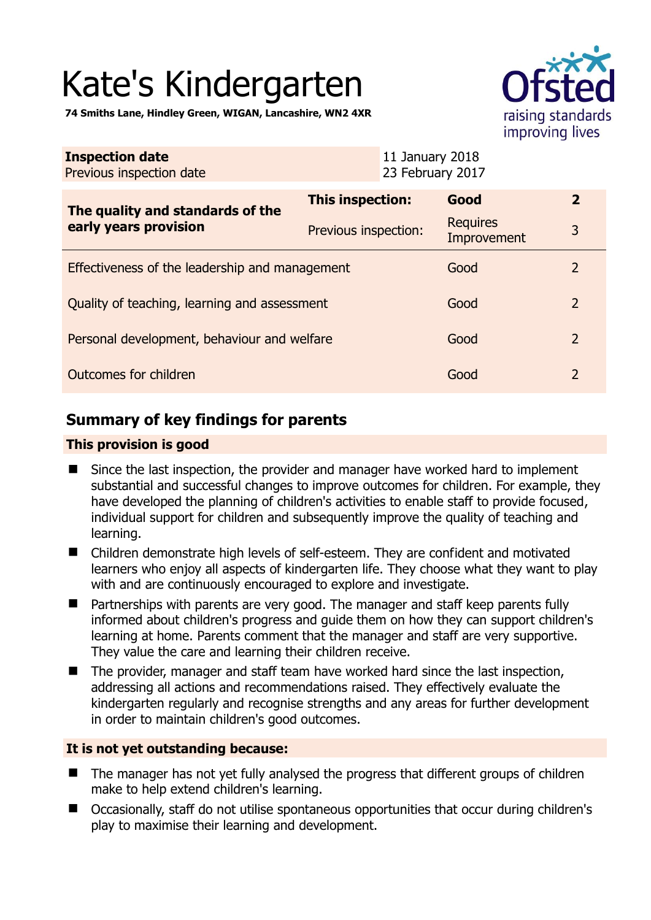# Kate's Kindergarten

**74 Smiths Lane, Hindley Green, WIGAN, Lancashire, WN2 4XR**

| **Inspection date** | 11 January 2018 |
| --- | --- |
| Previous inspection date | 23 February 2017 |

| **The quality and standards of the early years provision** | **This inspection:** | **Good** | **2** |
| --- | --- | --- | --- |
| | Previous inspection: | Requires Improvement | 3 |
| Effectiveness of the leadership and management | | Good | 2 |
| Quality of teaching, learning and assessment | | Good | 2 |
| Personal development, behaviour and welfare | | Good | 2 |
| Outcomes for children | | Good | 2 |

## Summary of key findings for parents

### This provision is good

- Since the last inspection, the provider and manager have worked hard to implement substantial and successful changes to improve outcomes for children. For example, they have developed the planning of children's activities to enable staff to provide focused, individual support for children and subsequently improve the quality of teaching and learning.
- Children demonstrate high levels of self-esteem. They are confident and motivated learners who enjoy all aspects of kindergarten life. They choose what they want to play with and are continuously encouraged to explore and investigate.
- Partnerships with parents are very good. The manager and staff keep parents fully informed about children's progress and guide them on how they can support children's learning at home. Parents comment that the manager and staff are very supportive. They value the care and learning their children receive.
- The provider, manager and staff team have worked hard since the last inspection, addressing all actions and recommendations raised. They effectively evaluate the kindergarten regularly and recognise strengths and any areas for further development in order to maintain children's good outcomes.

### It is not yet outstanding because:

- The manager has not yet fully analysed the progress that different groups of children make to help extend children's learning.
- Occasionally, staff do not utilise spontaneous opportunities that occur during children's play to maximise their learning and development.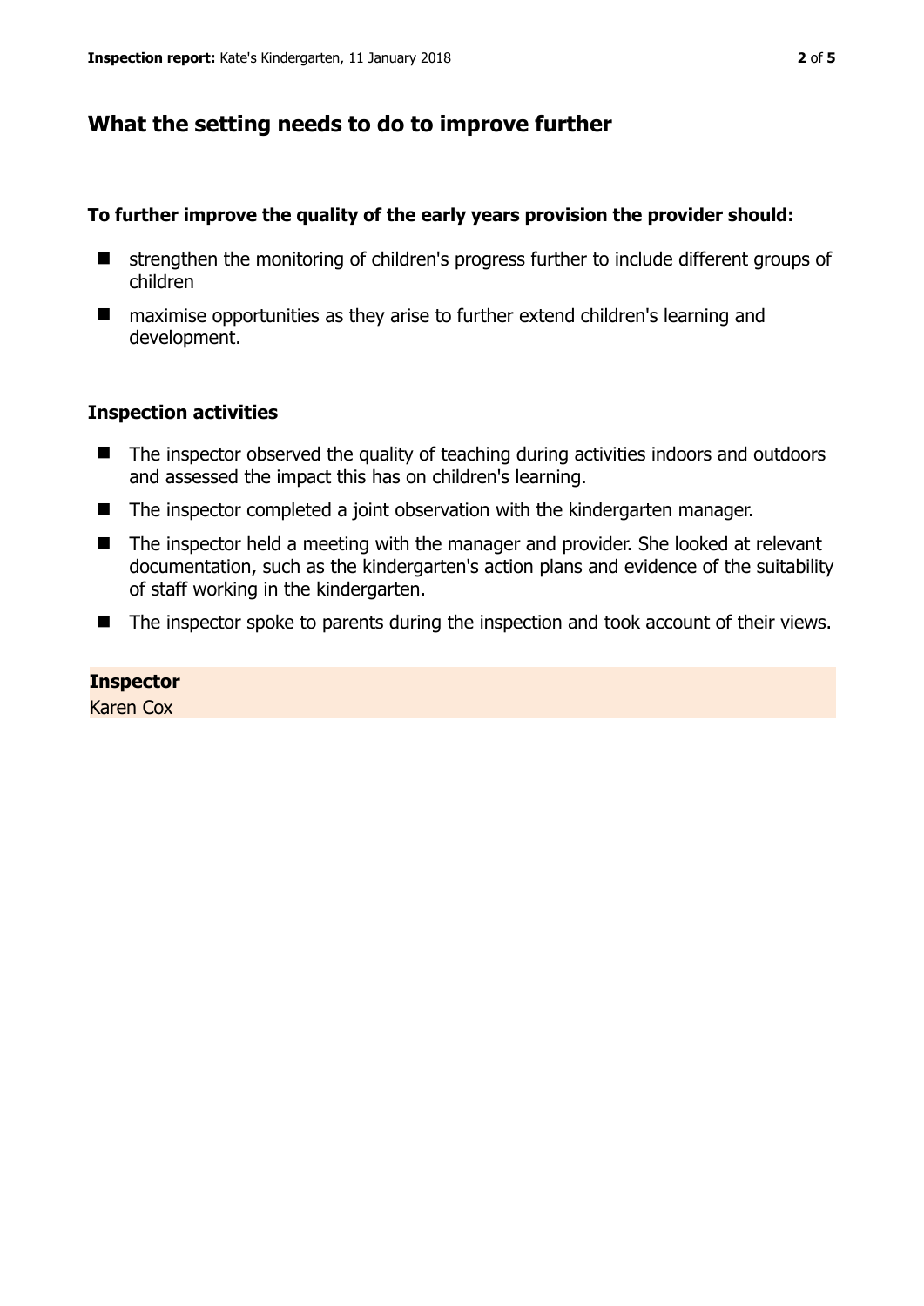## What the setting needs to do to improve further

### To further improve the quality of the early years provision the provider should:

- strengthen the monitoring of children's progress further to include different groups of children
- maximise opportunities as they arise to further extend children's learning and development.

### Inspection activities

- The inspector observed the quality of teaching during activities indoors and outdoors and assessed the impact this has on children's learning.
- The inspector completed a joint observation with the kindergarten manager.
- The inspector held a meeting with the manager and provider. She looked at relevant documentation, such as the kindergarten's action plans and evidence of the suitability of staff working in the kindergarten.
- The inspector spoke to parents during the inspection and took account of their views.

**Inspector**
Karen Cox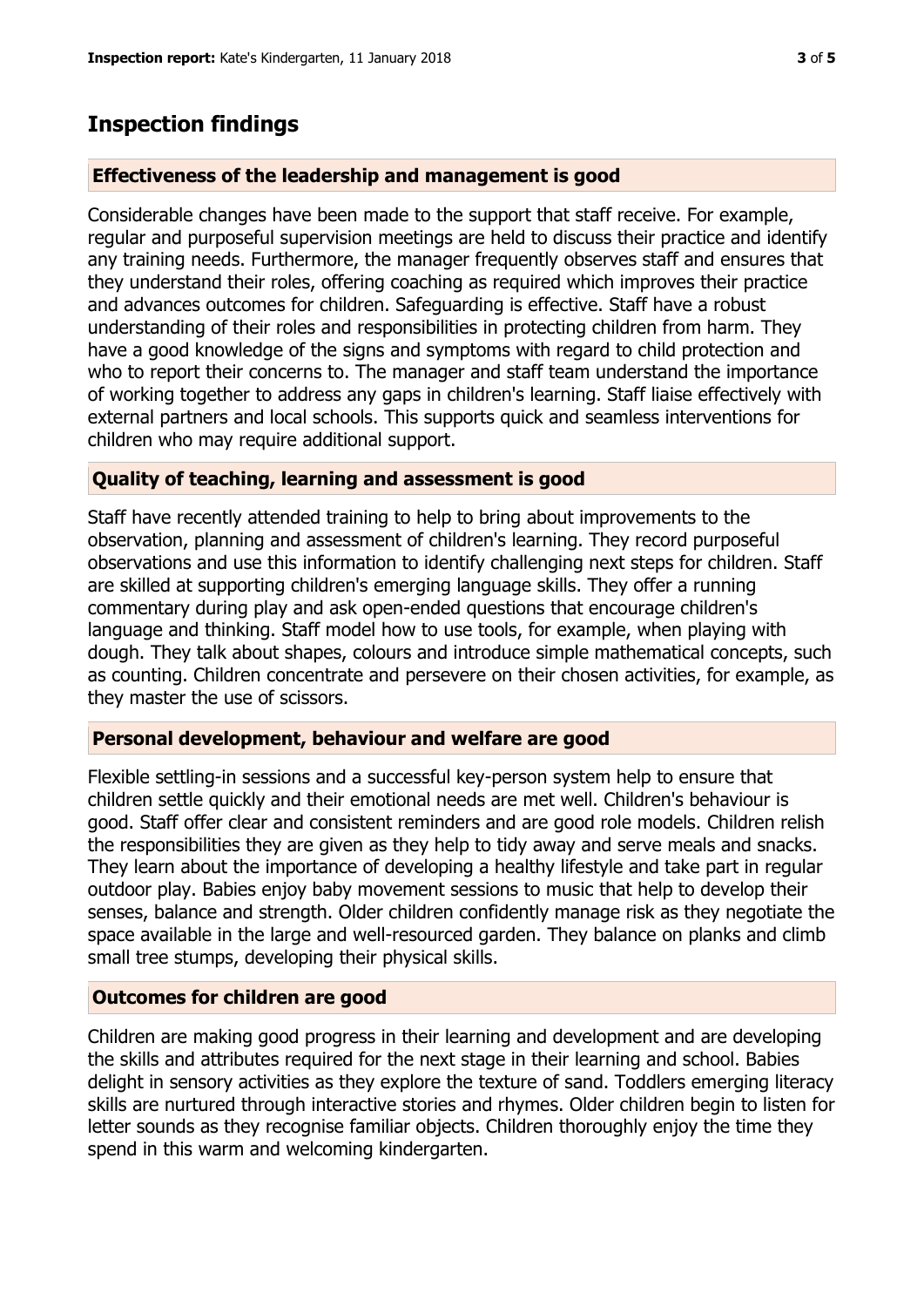## Inspection findings

### Effectiveness of the leadership and management is good

Considerable changes have been made to the support that staff receive. For example, regular and purposeful supervision meetings are held to discuss their practice and identify any training needs. Furthermore, the manager frequently observes staff and ensures that they understand their roles, offering coaching as required which improves their practice and advances outcomes for children. Safeguarding is effective. Staff have a robust understanding of their roles and responsibilities in protecting children from harm. They have a good knowledge of the signs and symptoms with regard to child protection and who to report their concerns to. The manager and staff team understand the importance of working together to address any gaps in children's learning. Staff liaise effectively with external partners and local schools. This supports quick and seamless interventions for children who may require additional support.

### Quality of teaching, learning and assessment is good

Staff have recently attended training to help to bring about improvements to the observation, planning and assessment of children's learning. They record purposeful observations and use this information to identify challenging next steps for children. Staff are skilled at supporting children's emerging language skills. They offer a running commentary during play and ask open-ended questions that encourage children's language and thinking. Staff model how to use tools, for example, when playing with dough. They talk about shapes, colours and introduce simple mathematical concepts, such as counting. Children concentrate and persevere on their chosen activities, for example, as they master the use of scissors.

### Personal development, behaviour and welfare are good

Flexible settling-in sessions and a successful key-person system help to ensure that children settle quickly and their emotional needs are met well. Children's behaviour is good. Staff offer clear and consistent reminders and are good role models. Children relish the responsibilities they are given as they help to tidy away and serve meals and snacks. They learn about the importance of developing a healthy lifestyle and take part in regular outdoor play. Babies enjoy baby movement sessions to music that help to develop their senses, balance and strength. Older children confidently manage risk as they negotiate the space available in the large and well-resourced garden. They balance on planks and climb small tree stumps, developing their physical skills.

### Outcomes for children are good

Children are making good progress in their learning and development and are developing the skills and attributes required for the next stage in their learning and school. Babies delight in sensory activities as they explore the texture of sand. Toddlers emerging literacy skills are nurtured through interactive stories and rhymes. Older children begin to listen for letter sounds as they recognise familiar objects. Children thoroughly enjoy the time they spend in this warm and welcoming kindergarten.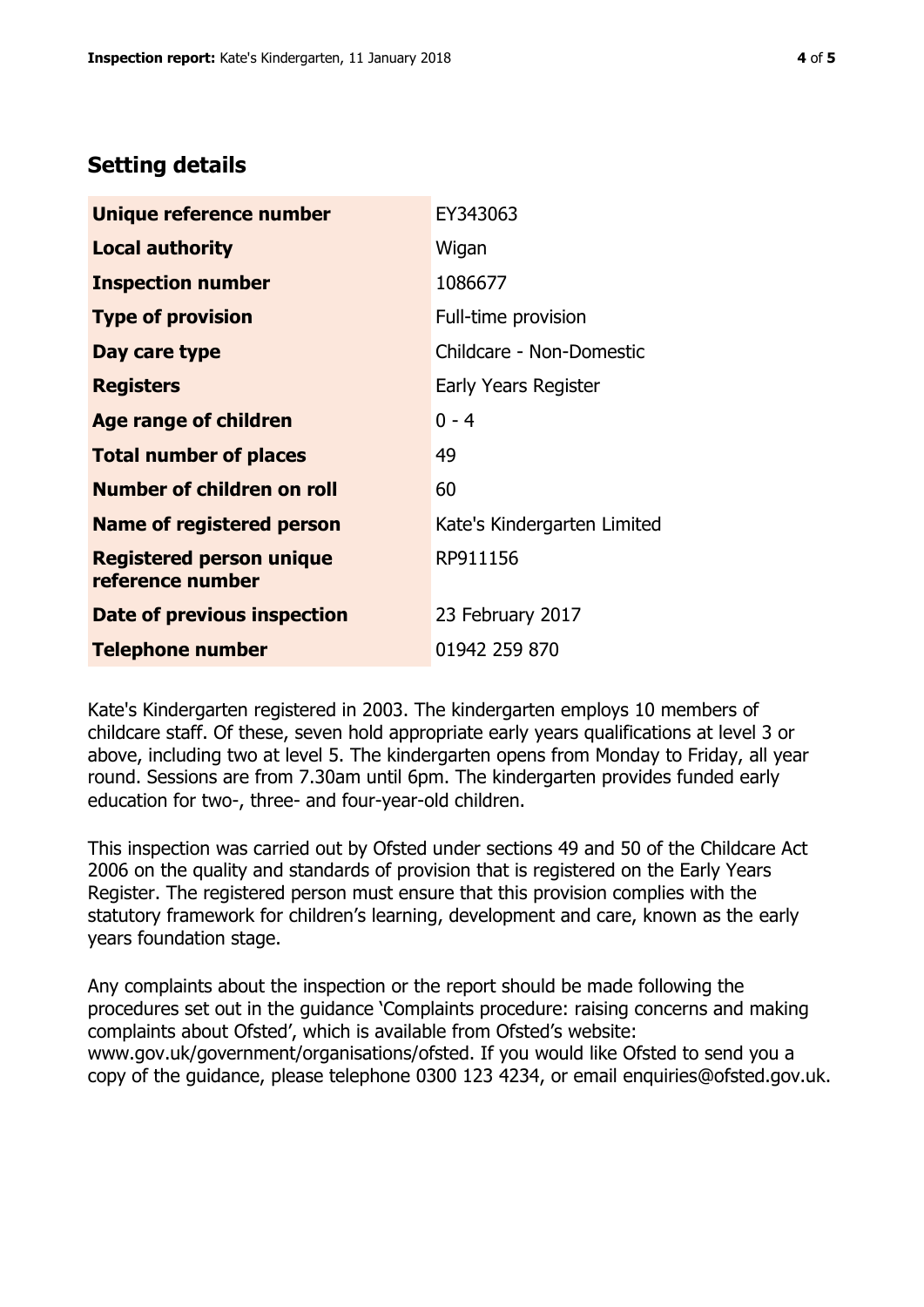## Setting details

| | |
|---|---|
| **Unique reference number** | EY343063 |
| **Local authority** | Wigan |
| **Inspection number** | 1086677 |
| **Type of provision** | Full-time provision |
| **Day care type** | Childcare - Non-Domestic |
| **Registers** | Early Years Register |
| **Age range of children** | 0 - 4 |
| **Total number of places** | 49 |
| **Number of children on roll** | 60 |
| **Name of registered person** | Kate's Kindergarten Limited |
| **Registered person unique reference number** | RP911156 |
| **Date of previous inspection** | 23 February 2017 |
| **Telephone number** | 01942 259 870 |

Kate's Kindergarten registered in 2003. The kindergarten employs 10 members of childcare staff. Of these, seven hold appropriate early years qualifications at level 3 or above, including two at level 5. The kindergarten opens from Monday to Friday, all year round. Sessions are from 7.30am until 6pm. The kindergarten provides funded early education for two-, three- and four-year-old children.

This inspection was carried out by Ofsted under sections 49 and 50 of the Childcare Act 2006 on the quality and standards of provision that is registered on the Early Years Register. The registered person must ensure that this provision complies with the statutory framework for children's learning, development and care, known as the early years foundation stage.

Any complaints about the inspection or the report should be made following the procedures set out in the guidance 'Complaints procedure: raising concerns and making complaints about Ofsted', which is available from Ofsted's website: www.gov.uk/government/organisations/ofsted. If you would like Ofsted to send you a copy of the guidance, please telephone 0300 123 4234, or email enquiries@ofsted.gov.uk.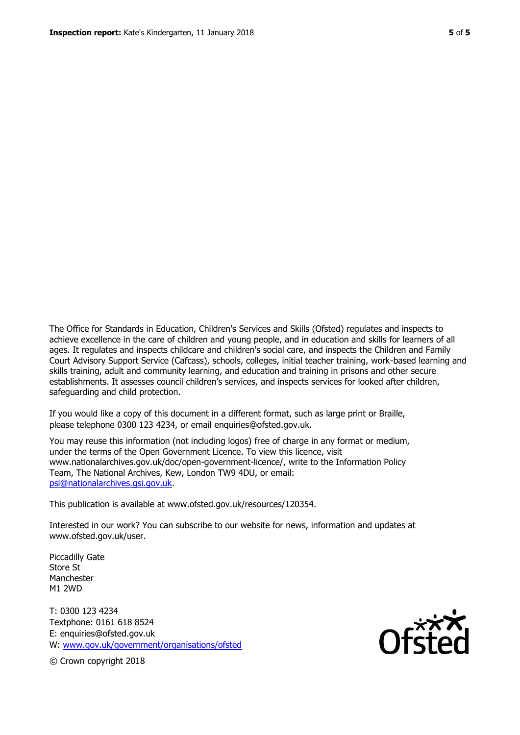The Office for Standards in Education, Children's Services and Skills (Ofsted) regulates and inspects to achieve excellence in the care of children and young people, and in education and skills for learners of all ages. It regulates and inspects childcare and children's social care, and inspects the Children and Family Court Advisory Support Service (Cafcass), schools, colleges, initial teacher training, work-based learning and skills training, adult and community learning, and education and training in prisons and other secure establishments. It assesses council children's services, and inspects services for looked after children, safeguarding and child protection.

If you would like a copy of this document in a different format, such as large print or Braille, please telephone 0300 123 4234, or email enquiries@ofsted.gov.uk.

You may reuse this information (not including logos) free of charge in any format or medium, under the terms of the Open Government Licence. To view this licence, visit www.nationalarchives.gov.uk/doc/open-government-licence/, write to the Information Policy Team, The National Archives, Kew, London TW9 4DU, or email: psi@nationalarchives.gsi.gov.uk.

This publication is available at www.ofsted.gov.uk/resources/120354.

Interested in our work? You can subscribe to our website for news, information and updates at www.ofsted.gov.uk/user.

Piccadilly Gate
Store St
Manchester
M1 2WD

T: 0300 123 4234
Textphone: 0161 618 8524
E: enquiries@ofsted.gov.uk
W: www.gov.uk/government/organisations/ofsted

© Crown copyright 2018